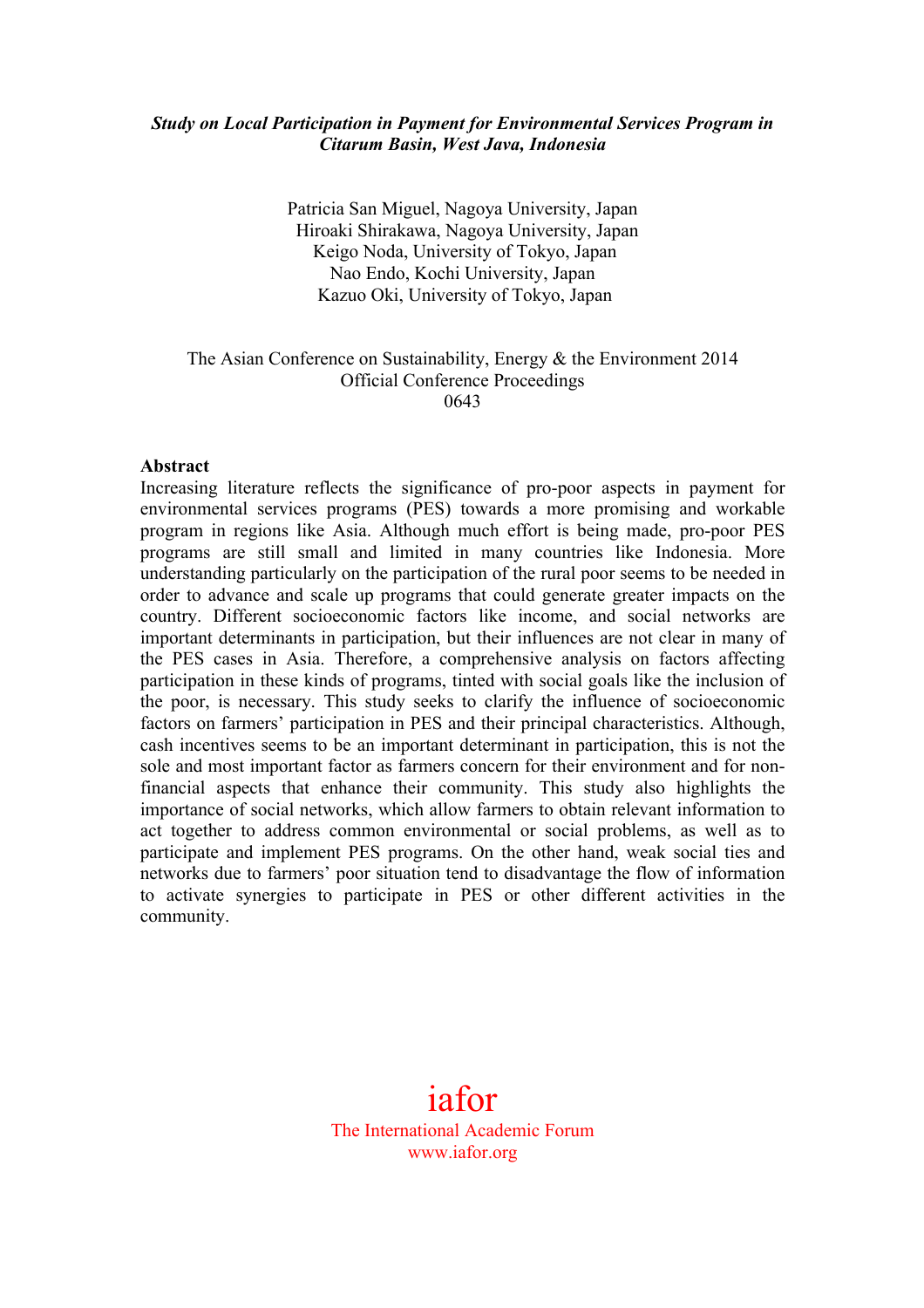***Study on Local Participation in Payment for Environmental Services Program in Citarum Basin, West Java, Indonesia***

Patricia San Miguel, Nagoya University, Japan
Hiroaki Shirakawa, Nagoya University, Japan
Keigo Noda, University of Tokyo, Japan
Nao Endo, Kochi University, Japan
Kazuo Oki, University of Tokyo, Japan

The Asian Conference on Sustainability, Energy & the Environment 2014
Official Conference Proceedings
0643

**Abstract**

Increasing literature reflects the significance of pro-poor aspects in payment for environmental services programs (PES) towards a more promising and workable program in regions like Asia. Although much effort is being made, pro-poor PES programs are still small and limited in many countries like Indonesia. More understanding particularly on the participation of the rural poor seems to be needed in order to advance and scale up programs that could generate greater impacts on the country. Different socioeconomic factors like income, and social networks are important determinants in participation, but their influences are not clear in many of the PES cases in Asia. Therefore, a comprehensive analysis on factors affecting participation in these kinds of programs, tinted with social goals like the inclusion of the poor, is necessary. This study seeks to clarify the influence of socioeconomic factors on farmers' participation in PES and their principal characteristics. Although, cash incentives seems to be an important determinant in participation, this is not the sole and most important factor as farmers concern for their environment and for non-financial aspects that enhance their community. This study also highlights the importance of social networks, which allow farmers to obtain relevant information to act together to address common environmental or social problems, as well as to participate and implement PES programs. On the other hand, weak social ties and networks due to farmers' poor situation tend to disadvantage the flow of information to activate synergies to participate in PES or other different activities in the community.

iafor
The International Academic Forum
www.iafor.org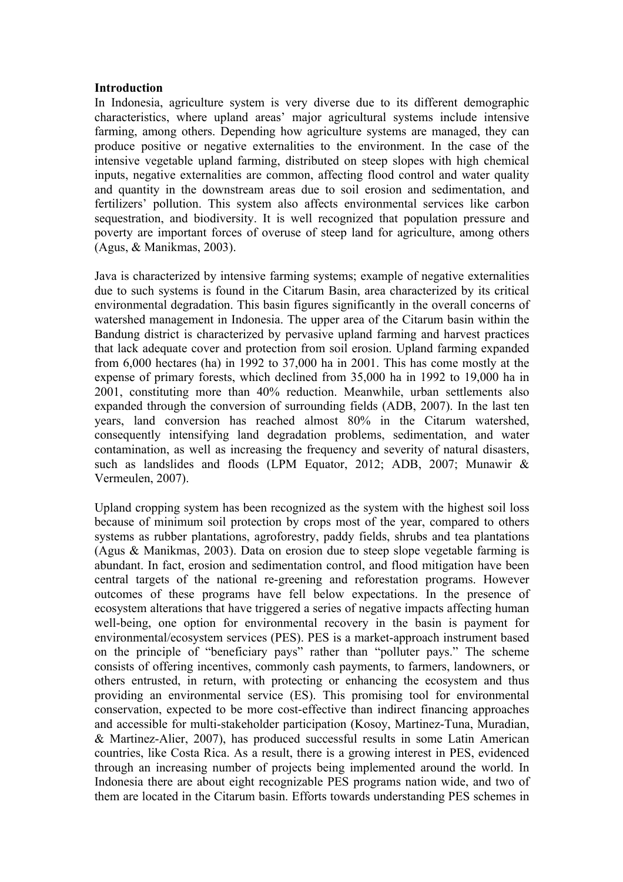**Introduction**

In Indonesia, agriculture system is very diverse due to its different demographic characteristics, where upland areas' major agricultural systems include intensive farming, among others. Depending how agriculture systems are managed, they can produce positive or negative externalities to the environment. In the case of the intensive vegetable upland farming, distributed on steep slopes with high chemical inputs, negative externalities are common, affecting flood control and water quality and quantity in the downstream areas due to soil erosion and sedimentation, and fertilizers' pollution. This system also affects environmental services like carbon sequestration, and biodiversity. It is well recognized that population pressure and poverty are important forces of overuse of steep land for agriculture, among others (Agus, & Manikmas, 2003).

Java is characterized by intensive farming systems; example of negative externalities due to such systems is found in the Citarum Basin, area characterized by its critical environmental degradation. This basin figures significantly in the overall concerns of watershed management in Indonesia. The upper area of the Citarum basin within the Bandung district is characterized by pervasive upland farming and harvest practices that lack adequate cover and protection from soil erosion. Upland farming expanded from 6,000 hectares (ha) in 1992 to 37,000 ha in 2001. This has come mostly at the expense of primary forests, which declined from 35,000 ha in 1992 to 19,000 ha in 2001, constituting more than 40% reduction. Meanwhile, urban settlements also expanded through the conversion of surrounding fields (ADB, 2007). In the last ten years, land conversion has reached almost 80% in the Citarum watershed, consequently intensifying land degradation problems, sedimentation, and water contamination, as well as increasing the frequency and severity of natural disasters, such as landslides and floods (LPM Equator, 2012; ADB, 2007; Munawir & Vermeulen, 2007).

Upland cropping system has been recognized as the system with the highest soil loss because of minimum soil protection by crops most of the year, compared to others systems as rubber plantations, agroforestry, paddy fields, shrubs and tea plantations (Agus & Manikmas, 2003). Data on erosion due to steep slope vegetable farming is abundant. In fact, erosion and sedimentation control, and flood mitigation have been central targets of the national re-greening and reforestation programs. However outcomes of these programs have fell below expectations. In the presence of ecosystem alterations that have triggered a series of negative impacts affecting human well-being, one option for environmental recovery in the basin is payment for environmental/ecosystem services (PES). PES is a market-approach instrument based on the principle of "beneficiary pays" rather than "polluter pays." The scheme consists of offering incentives, commonly cash payments, to farmers, landowners, or others entrusted, in return, with protecting or enhancing the ecosystem and thus providing an environmental service (ES). This promising tool for environmental conservation, expected to be more cost-effective than indirect financing approaches and accessible for multi-stakeholder participation (Kosoy, Martinez-Tuna, Muradian, & Martinez-Alier, 2007), has produced successful results in some Latin American countries, like Costa Rica. As a result, there is a growing interest in PES, evidenced through an increasing number of projects being implemented around the world. In Indonesia there are about eight recognizable PES programs nation wide, and two of them are located in the Citarum basin. Efforts towards understanding PES schemes in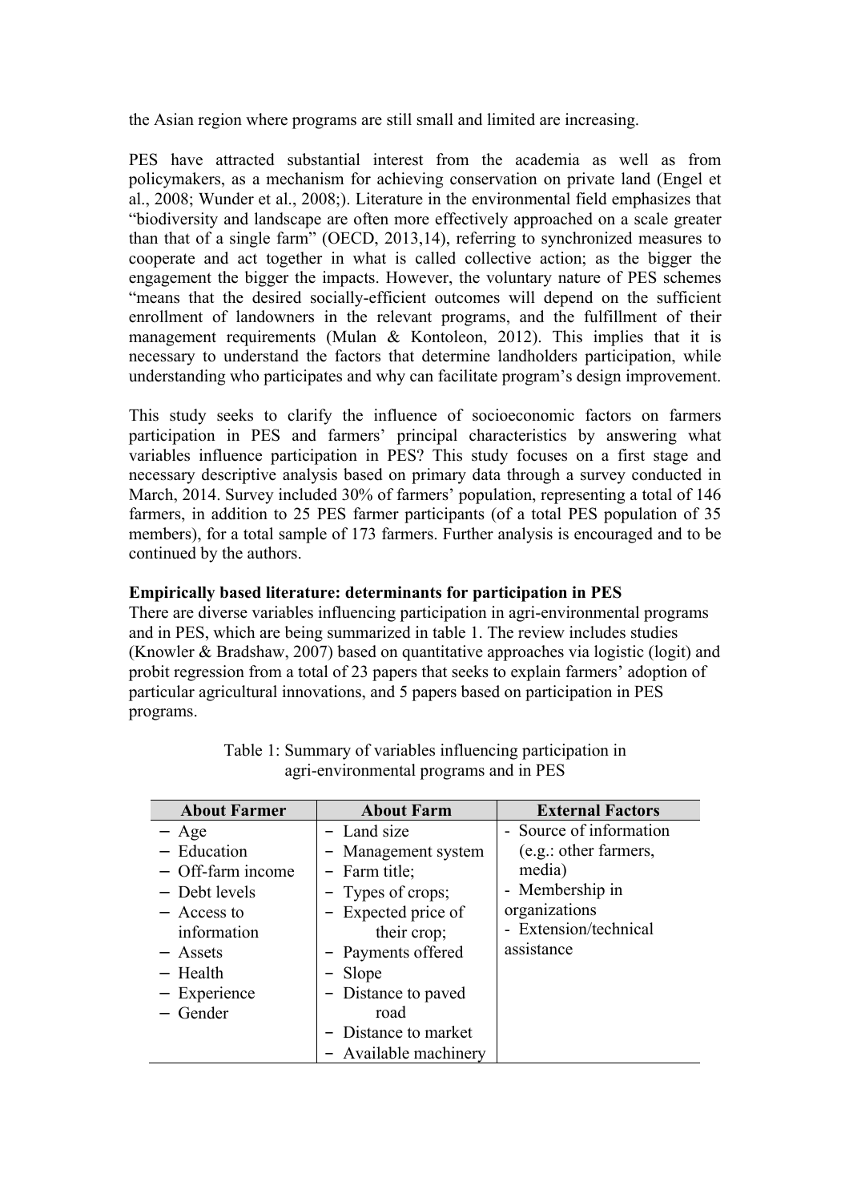the Asian region where programs are still small and limited are increasing.

PES have attracted substantial interest from the academia as well as from policymakers, as a mechanism for achieving conservation on private land (Engel et al., 2008; Wunder et al., 2008;). Literature in the environmental field emphasizes that "biodiversity and landscape are often more effectively approached on a scale greater than that of a single farm" (OECD, 2013,14), referring to synchronized measures to cooperate and act together in what is called collective action; as the bigger the engagement the bigger the impacts. However, the voluntary nature of PES schemes "means that the desired socially-efficient outcomes will depend on the sufficient enrollment of landowners in the relevant programs, and the fulfillment of their management requirements (Mulan & Kontoleon, 2012). This implies that it is necessary to understand the factors that determine landholders participation, while understanding who participates and why can facilitate program's design improvement.

This study seeks to clarify the influence of socioeconomic factors on farmers participation in PES and farmers' principal characteristics by answering what variables influence participation in PES? This study focuses on a first stage and necessary descriptive analysis based on primary data through a survey conducted in March, 2014. Survey included 30% of farmers' population, representing a total of 146 farmers, in addition to 25 PES farmer participants (of a total PES population of 35 members), for a total sample of 173 farmers. Further analysis is encouraged and to be continued by the authors.

**Empirically based literature: determinants for participation in PES**

There are diverse variables influencing participation in agri-environmental programs and in PES, which are being summarized in table 1. The review includes studies (Knowler & Bradshaw, 2007) based on quantitative approaches via logistic (logit) and probit regression from a total of 23 papers that seeks to explain farmers' adoption of particular agricultural innovations, and 5 papers based on participation in PES programs.

Table 1: Summary of variables influencing participation in agri-environmental programs and in PES

| About Farmer | About Farm | External Factors |
|---|---|---|
| − Age<br>− Education<br>− Off-farm income<br>− Debt levels<br>− Access to information<br>− Assets<br>− Health<br>− Experience<br>− Gender | − Land size<br>− Management system<br>− Farm title;<br>− Types of crops;<br>− Expected price of their crop;<br>− Payments offered<br>− Slope<br>− Distance to paved road<br>− Distance to market<br>− Available machinery | - Source of information (e.g.: other farmers, media)<br>- Membership in organizations<br>- Extension/technical assistance |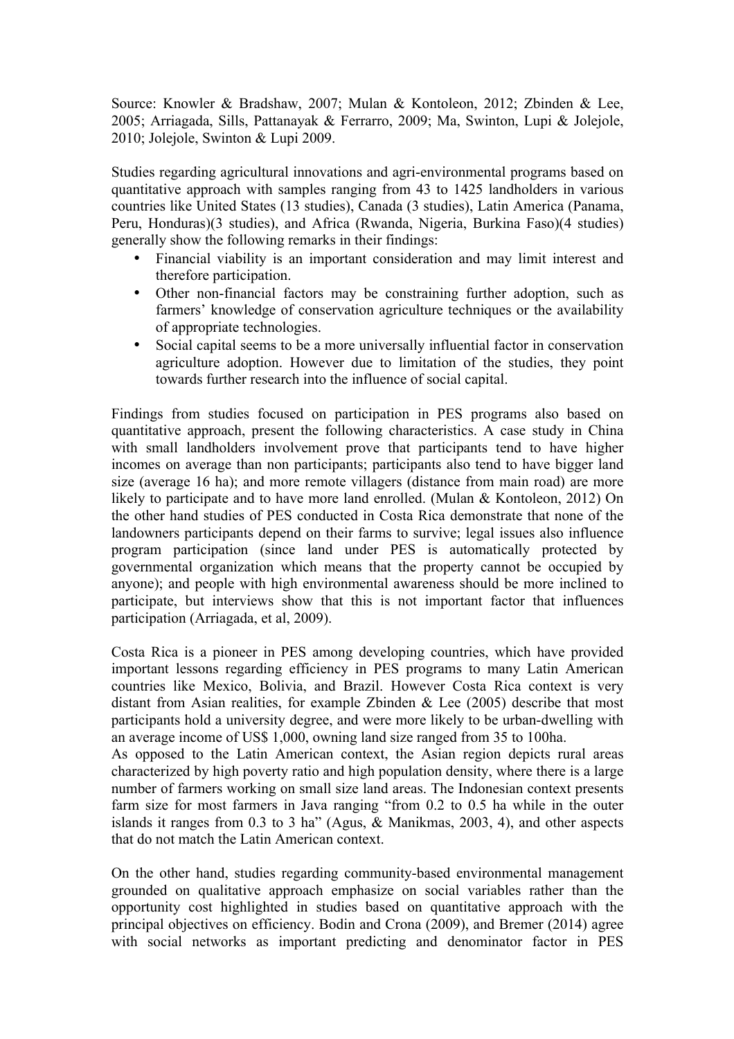Source: Knowler & Bradshaw, 2007; Mulan & Kontoleon, 2012; Zbinden & Lee, 2005; Arriagada, Sills, Pattanayak & Ferrarro, 2009; Ma, Swinton, Lupi & Jolejole, 2010; Jolejole, Swinton & Lupi 2009.

Studies regarding agricultural innovations and agri-environmental programs based on quantitative approach with samples ranging from 43 to 1425 landholders in various countries like United States (13 studies), Canada (3 studies), Latin America (Panama, Peru, Honduras)(3 studies), and Africa (Rwanda, Nigeria, Burkina Faso)(4 studies) generally show the following remarks in their findings:

- Financial viability is an important consideration and may limit interest and therefore participation.
- Other non-financial factors may be constraining further adoption, such as farmers' knowledge of conservation agriculture techniques or the availability of appropriate technologies.
- Social capital seems to be a more universally influential factor in conservation agriculture adoption. However due to limitation of the studies, they point towards further research into the influence of social capital.

Findings from studies focused on participation in PES programs also based on quantitative approach, present the following characteristics. A case study in China with small landholders involvement prove that participants tend to have higher incomes on average than non participants; participants also tend to have bigger land size (average 16 ha); and more remote villagers (distance from main road) are more likely to participate and to have more land enrolled. (Mulan & Kontoleon, 2012) On the other hand studies of PES conducted in Costa Rica demonstrate that none of the landowners participants depend on their farms to survive; legal issues also influence program participation (since land under PES is automatically protected by governmental organization which means that the property cannot be occupied by anyone); and people with high environmental awareness should be more inclined to participate, but interviews show that this is not important factor that influences participation (Arriagada, et al, 2009).

Costa Rica is a pioneer in PES among developing countries, which have provided important lessons regarding efficiency in PES programs to many Latin American countries like Mexico, Bolivia, and Brazil. However Costa Rica context is very distant from Asian realities, for example Zbinden & Lee (2005) describe that most participants hold a university degree, and were more likely to be urban-dwelling with an average income of US$ 1,000, owning land size ranged from 35 to 100ha.
As opposed to the Latin American context, the Asian region depicts rural areas characterized by high poverty ratio and high population density, where there is a large number of farmers working on small size land areas. The Indonesian context presents farm size for most farmers in Java ranging "from 0.2 to 0.5 ha while in the outer islands it ranges from 0.3 to 3 ha" (Agus, & Manikmas, 2003, 4), and other aspects that do not match the Latin American context.

On the other hand, studies regarding community-based environmental management grounded on qualitative approach emphasize on social variables rather than the opportunity cost highlighted in studies based on quantitative approach with the principal objectives on efficiency. Bodin and Crona (2009), and Bremer (2014) agree with social networks as important predicting and denominator factor in PES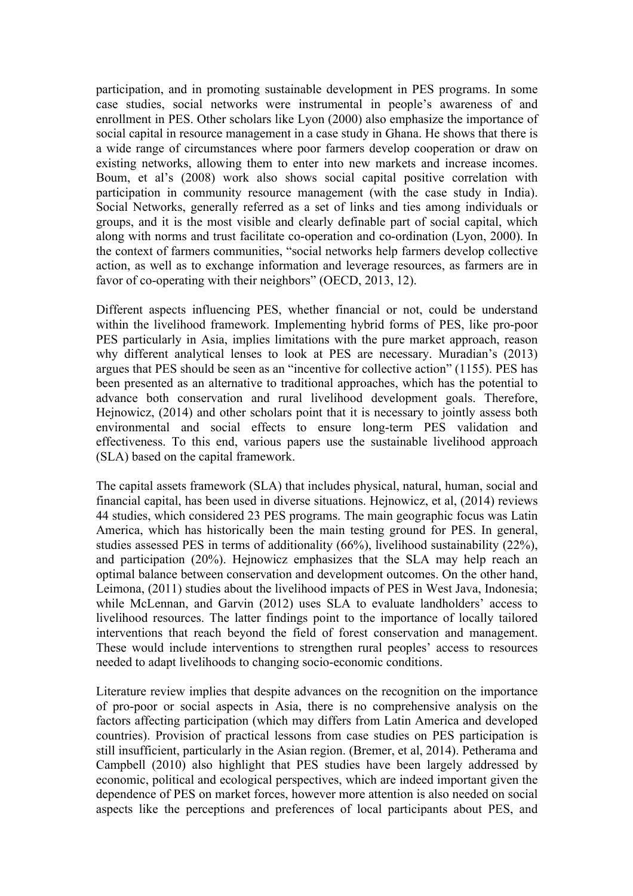participation, and in promoting sustainable development in PES programs. In some case studies, social networks were instrumental in people's awareness of and enrollment in PES. Other scholars like Lyon (2000) also emphasize the importance of social capital in resource management in a case study in Ghana. He shows that there is a wide range of circumstances where poor farmers develop cooperation or draw on existing networks, allowing them to enter into new markets and increase incomes. Boum, et al's (2008) work also shows social capital positive correlation with participation in community resource management (with the case study in India). Social Networks, generally referred as a set of links and ties among individuals or groups, and it is the most visible and clearly definable part of social capital, which along with norms and trust facilitate co-operation and co-ordination (Lyon, 2000). In the context of farmers communities, "social networks help farmers develop collective action, as well as to exchange information and leverage resources, as farmers are in favor of co-operating with their neighbors" (OECD, 2013, 12).

Different aspects influencing PES, whether financial or not, could be understand within the livelihood framework. Implementing hybrid forms of PES, like pro-poor PES particularly in Asia, implies limitations with the pure market approach, reason why different analytical lenses to look at PES are necessary. Muradian's (2013) argues that PES should be seen as an "incentive for collective action" (1155). PES has been presented as an alternative to traditional approaches, which has the potential to advance both conservation and rural livelihood development goals. Therefore, Hejnowicz, (2014) and other scholars point that it is necessary to jointly assess both environmental and social effects to ensure long-term PES validation and effectiveness. To this end, various papers use the sustainable livelihood approach (SLA) based on the capital framework.

The capital assets framework (SLA) that includes physical, natural, human, social and financial capital, has been used in diverse situations. Hejnowicz, et al, (2014) reviews 44 studies, which considered 23 PES programs. The main geographic focus was Latin America, which has historically been the main testing ground for PES. In general, studies assessed PES in terms of additionality (66%), livelihood sustainability (22%), and participation (20%). Hejnowicz emphasizes that the SLA may help reach an optimal balance between conservation and development outcomes. On the other hand, Leimona, (2011) studies about the livelihood impacts of PES in West Java, Indonesia; while McLennan, and Garvin (2012) uses SLA to evaluate landholders' access to livelihood resources. The latter findings point to the importance of locally tailored interventions that reach beyond the field of forest conservation and management. These would include interventions to strengthen rural peoples' access to resources needed to adapt livelihoods to changing socio-economic conditions.

Literature review implies that despite advances on the recognition on the importance of pro-poor or social aspects in Asia, there is no comprehensive analysis on the factors affecting participation (which may differs from Latin America and developed countries). Provision of practical lessons from case studies on PES participation is still insufficient, particularly in the Asian region. (Bremer, et al, 2014). Petherama and Campbell (2010) also highlight that PES studies have been largely addressed by economic, political and ecological perspectives, which are indeed important given the dependence of PES on market forces, however more attention is also needed on social aspects like the perceptions and preferences of local participants about PES, and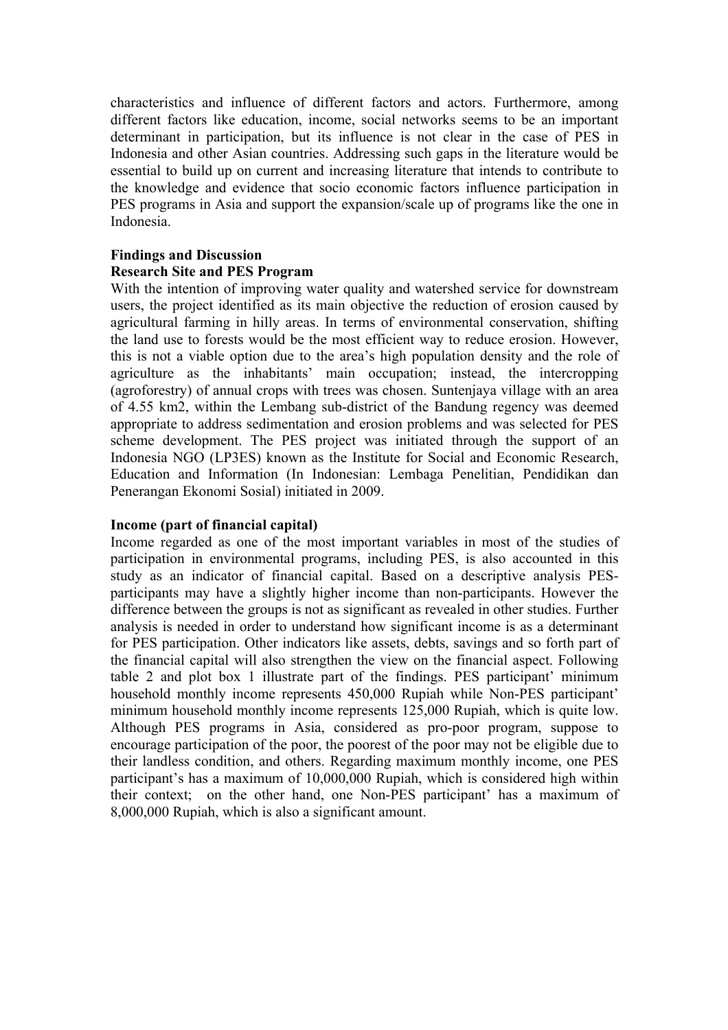characteristics and influence of different factors and actors. Furthermore, among different factors like education, income, social networks seems to be an important determinant in participation, but its influence is not clear in the case of PES in Indonesia and other Asian countries. Addressing such gaps in the literature would be essential to build up on current and increasing literature that intends to contribute to the knowledge and evidence that socio economic factors influence participation in PES programs in Asia and support the expansion/scale up of programs like the one in Indonesia.

## Findings and Discussion

### Research Site and PES Program

With the intention of improving water quality and watershed service for downstream users, the project identified as its main objective the reduction of erosion caused by agricultural farming in hilly areas. In terms of environmental conservation, shifting the land use to forests would be the most efficient way to reduce erosion. However, this is not a viable option due to the area's high population density and the role of agriculture as the inhabitants' main occupation; instead, the intercropping (agroforestry) of annual crops with trees was chosen. Suntenjaya village with an area of 4.55 km2, within the Lembang sub-district of the Bandung regency was deemed appropriate to address sedimentation and erosion problems and was selected for PES scheme development. The PES project was initiated through the support of an Indonesia NGO (LP3ES) known as the Institute for Social and Economic Research, Education and Information (In Indonesian: Lembaga Penelitian, Pendidikan dan Penerangan Ekonomi Sosial) initiated in 2009.

### Income (part of financial capital)

Income regarded as one of the most important variables in most of the studies of participation in environmental programs, including PES, is also accounted in this study as an indicator of financial capital. Based on a descriptive analysis PES-participants may have a slightly higher income than non-participants. However the difference between the groups is not as significant as revealed in other studies. Further analysis is needed in order to understand how significant income is as a determinant for PES participation. Other indicators like assets, debts, savings and so forth part of the financial capital will also strengthen the view on the financial aspect. Following table 2 and plot box 1 illustrate part of the findings. PES participant' minimum household monthly income represents 450,000 Rupiah while Non-PES participant' minimum household monthly income represents 125,000 Rupiah, which is quite low. Although PES programs in Asia, considered as pro-poor program, suppose to encourage participation of the poor, the poorest of the poor may not be eligible due to their landless condition, and others. Regarding maximum monthly income, one PES participant's has a maximum of 10,000,000 Rupiah, which is considered high within their context; on the other hand, one Non-PES participant' has a maximum of 8,000,000 Rupiah, which is also a significant amount.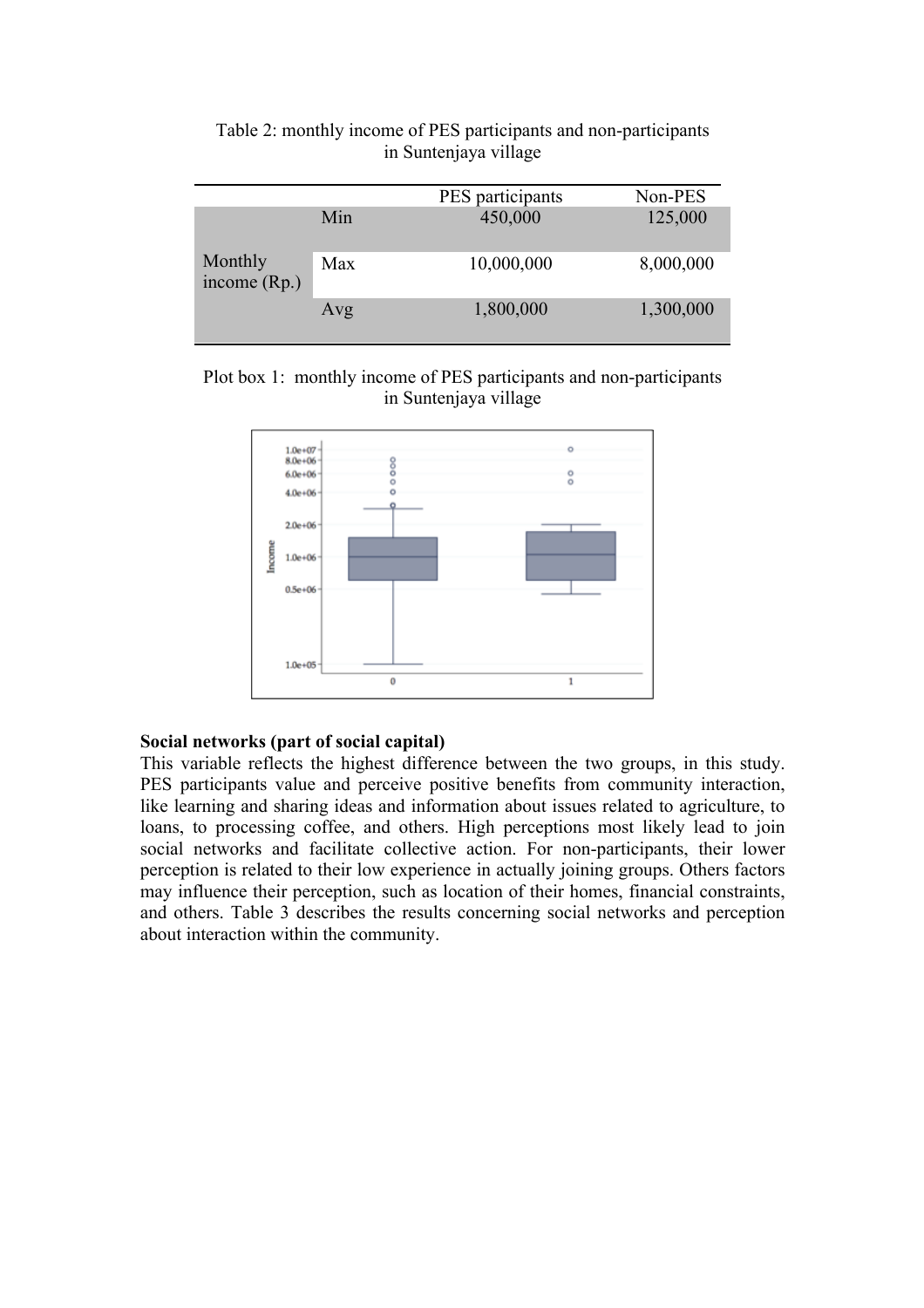Table 2: monthly income of PES participants and non-participants in Suntenjaya village

| | | PES participants | Non-PES |
|---|---|---|---|
| Monthly income (Rp.) | Min | 450,000 | 125,000 |
| | Max | 10,000,000 | 8,000,000 |
| | Avg | 1,800,000 | 1,300,000 |

Plot box 1: monthly income of PES participants and non-participants in Suntenjaya village

**Social networks (part of social capital)**

This variable reflects the highest difference between the two groups, in this study. PES participants value and perceive positive benefits from community interaction, like learning and sharing ideas and information about issues related to agriculture, to loans, to processing coffee, and others. High perceptions most likely lead to join social networks and facilitate collective action. For non-participants, their lower perception is related to their low experience in actually joining groups. Others factors may influence their perception, such as location of their homes, financial constraints, and others. Table 3 describes the results concerning social networks and perception about interaction within the community.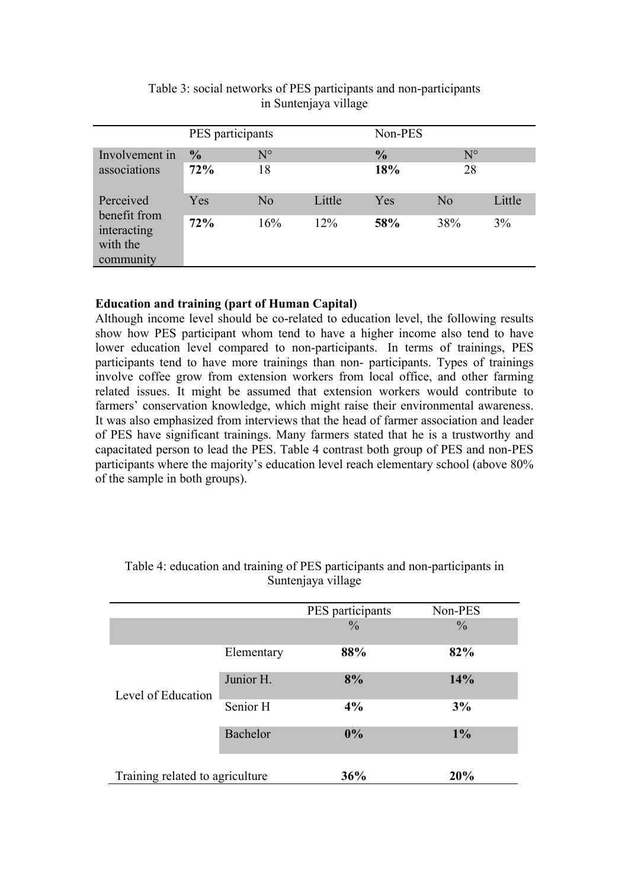Table 3: social networks of PES participants and non-participants in Suntenjaya village

| | PES participants | | | Non-PES | | |
|---|---|---|---|---|---|---|
| Involvement in associations | **%** | N° | | **%** | N° | |
| | **72%** | 18 | | **18%** | 28 | |
| Perceived benefit from interacting with the community | Yes | No | Little | Yes | No | Little |
| | **72%** | 16% | 12% | **58%** | 38% | 3% |

**Education and training (part of Human Capital)**

Although income level should be co-related to education level, the following results show how PES participant whom tend to have a higher income also tend to have lower education level compared to non-participants. In terms of trainings, PES participants tend to have more trainings than non- participants. Types of trainings involve coffee grow from extension workers from local office, and other farming related issues. It might be assumed that extension workers would contribute to farmers' conservation knowledge, which might raise their environmental awareness. It was also emphasized from interviews that the head of farmer association and leader of PES have significant trainings. Many farmers stated that he is a trustworthy and capacitated person to lead the PES. Table 4 contrast both group of PES and non-PES participants where the majority's education level reach elementary school (above 80% of the sample in both groups).

Table 4: education and training of PES participants and non-participants in Suntenjaya village

| | | PES participants | Non-PES |
|---|---|---|---|
| | | % | % |
| Level of Education | Elementary | **88%** | **82%** |
| | Junior H. | **8%** | **14%** |
| | Senior H | **4%** | **3%** |
| | Bachelor | **0%** | **1%** |
| Training related to agriculture | | **36%** | **20%** |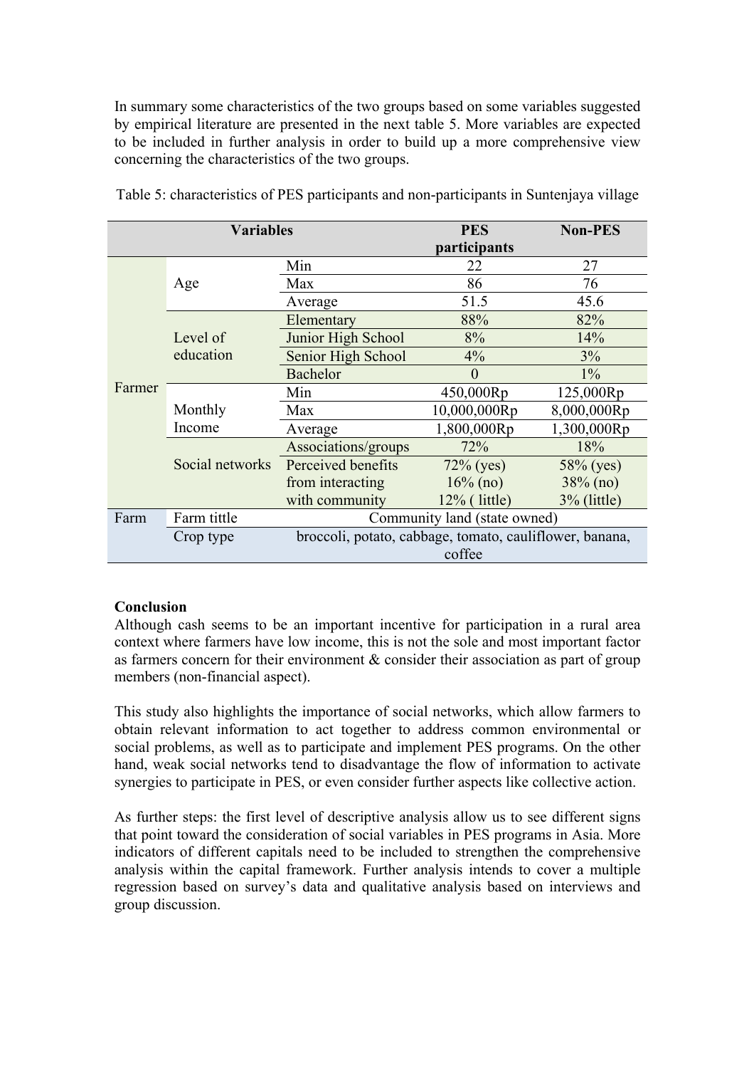In summary some characteristics of the two groups based on some variables suggested by empirical literature are presented in the next table 5. More variables are expected to be included in further analysis in order to build up a more comprehensive view concerning the characteristics of the two groups.

Table 5: characteristics of PES participants and non-participants in Suntenjaya village

| Variables | | | PES participants | Non-PES |
|---|---|---|---|---|
| Farmer | Age | Min | 22 | 27 |
| | | Max | 86 | 76 |
| | | Average | 51.5 | 45.6 |
| | Level of education | Elementary | 88% | 82% |
| | | Junior High School | 8% | 14% |
| | | Senior High School | 4% | 3% |
| | | Bachelor | 0 | 1% |
| | Monthly Income | Min | 450,000Rp | 125,000Rp |
| | | Max | 10,000,000Rp | 8,000,000Rp |
| | | Average | 1,800,000Rp | 1,300,000Rp |
| | Social networks | Associations/groups | 72% | 18% |
| | | Perceived benefits from interacting with community | 72% (yes)<br>16% (no)<br>12% ( little) | 58% (yes)<br>38% (no)<br>3% (little) |
| Farm | Farm tittle | Community land (state owned) | | |
| | Crop type | broccoli, potato, cabbage, tomato, cauliflower, banana, coffee | | |

**Conclusion**

Although cash seems to be an important incentive for participation in a rural area context where farmers have low income, this is not the sole and most important factor as farmers concern for their environment & consider their association as part of group members (non-financial aspect).

This study also highlights the importance of social networks, which allow farmers to obtain relevant information to act together to address common environmental or social problems, as well as to participate and implement PES programs. On the other hand, weak social networks tend to disadvantage the flow of information to activate synergies to participate in PES, or even consider further aspects like collective action.

As further steps: the first level of descriptive analysis allow us to see different signs that point toward the consideration of social variables in PES programs in Asia. More indicators of different capitals need to be included to strengthen the comprehensive analysis within the capital framework. Further analysis intends to cover a multiple regression based on survey's data and qualitative analysis based on interviews and group discussion.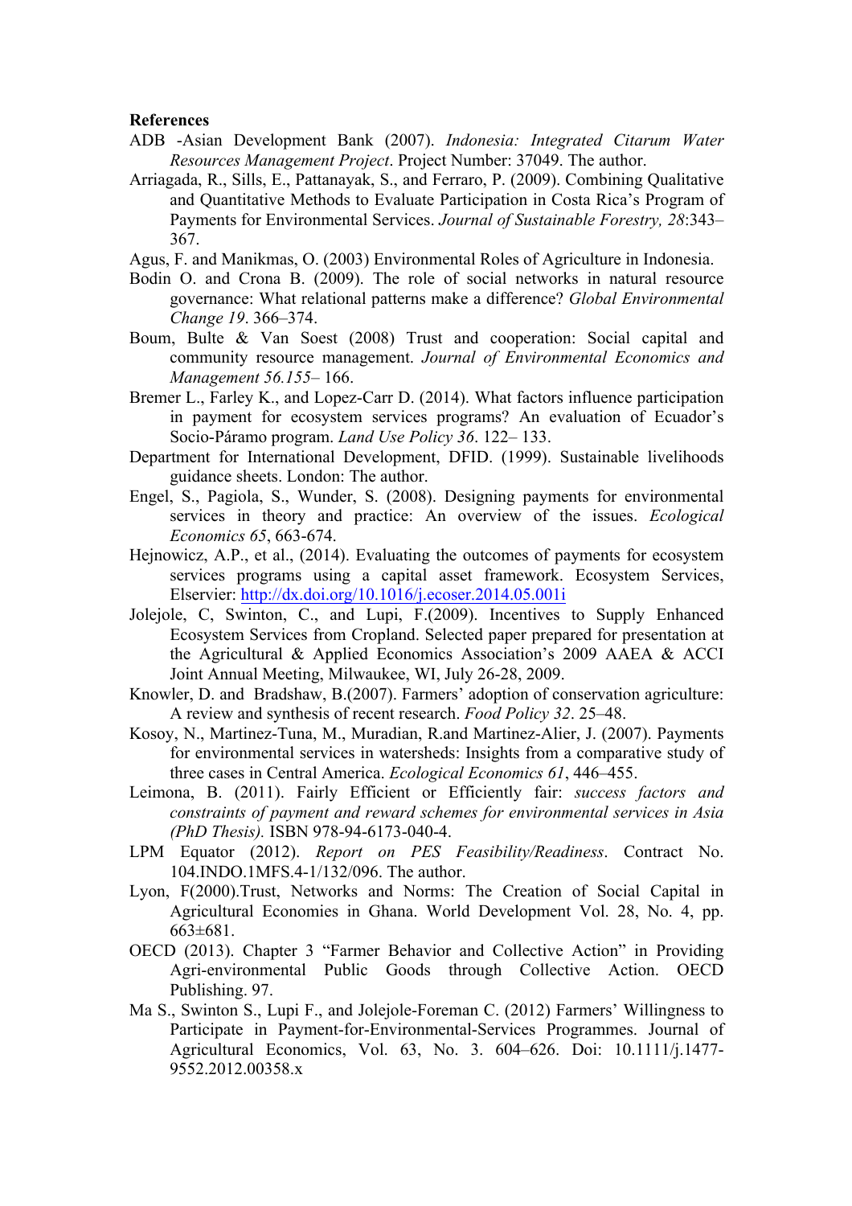**References**

ADB -Asian Development Bank (2007). *Indonesia: Integrated Citarum Water Resources Management Project*. Project Number: 37049. The author.

Arriagada, R., Sills, E., Pattanayak, S., and Ferraro, P. (2009). Combining Qualitative and Quantitative Methods to Evaluate Participation in Costa Rica's Program of Payments for Environmental Services. *Journal of Sustainable Forestry, 28*:343–367.

Agus, F. and Manikmas, O. (2003) Environmental Roles of Agriculture in Indonesia.

Bodin O. and Crona B. (2009). The role of social networks in natural resource governance: What relational patterns make a difference? *Global Environmental Change 19*. 366–374.

Boum, Bulte & Van Soest (2008) Trust and cooperation: Social capital and community resource management. *Journal of Environmental Economics and Management 56.155*– 166.

Bremer L., Farley K., and Lopez-Carr D. (2014). What factors influence participation in payment for ecosystem services programs? An evaluation of Ecuador's Socio-Páramo program. *Land Use Policy 36*. 122– 133.

Department for International Development, DFID. (1999). Sustainable livelihoods guidance sheets. London: The author.

Engel, S., Pagiola, S., Wunder, S. (2008). Designing payments for environmental services in theory and practice: An overview of the issues. *Ecological Economics 65*, 663-674.

Hejnowicz, A.P., et al., (2014). Evaluating the outcomes of payments for ecosystem services programs using a capital asset framework. Ecosystem Services, Elservier: http://dx.doi.org/10.1016/j.ecoser.2014.05.001i

Jolejole, C, Swinton, C., and Lupi, F.(2009). Incentives to Supply Enhanced Ecosystem Services from Cropland. Selected paper prepared for presentation at the Agricultural & Applied Economics Association's 2009 AAEA & ACCI Joint Annual Meeting, Milwaukee, WI, July 26-28, 2009.

Knowler, D. and Bradshaw, B.(2007). Farmers' adoption of conservation agriculture: A review and synthesis of recent research. *Food Policy 32*. 25–48.

Kosoy, N., Martinez-Tuna, M., Muradian, R.and Martinez-Alier, J. (2007). Payments for environmental services in watersheds: Insights from a comparative study of three cases in Central America. *Ecological Economics 61*, 446–455.

Leimona, B. (2011). Fairly Efficient or Efficiently fair: *success factors and constraints of payment and reward schemes for environmental services in Asia (PhD Thesis).* ISBN 978-94-6173-040-4.

LPM Equator (2012). *Report on PES Feasibility/Readiness*. Contract No. 104.INDO.1MFS.4-1/132/096. The author.

Lyon, F(2000).Trust, Networks and Norms: The Creation of Social Capital in Agricultural Economies in Ghana. World Development Vol. 28, No. 4, pp. 663±681.

OECD (2013). Chapter 3 "Farmer Behavior and Collective Action" in Providing Agri-environmental Public Goods through Collective Action. OECD Publishing. 97.

Ma S., Swinton S., Lupi F., and Jolejole-Foreman C. (2012) Farmers' Willingness to Participate in Payment-for-Environmental-Services Programmes. Journal of Agricultural Economics, Vol. 63, No. 3. 604–626. Doi: 10.1111/j.1477-9552.2012.00358.x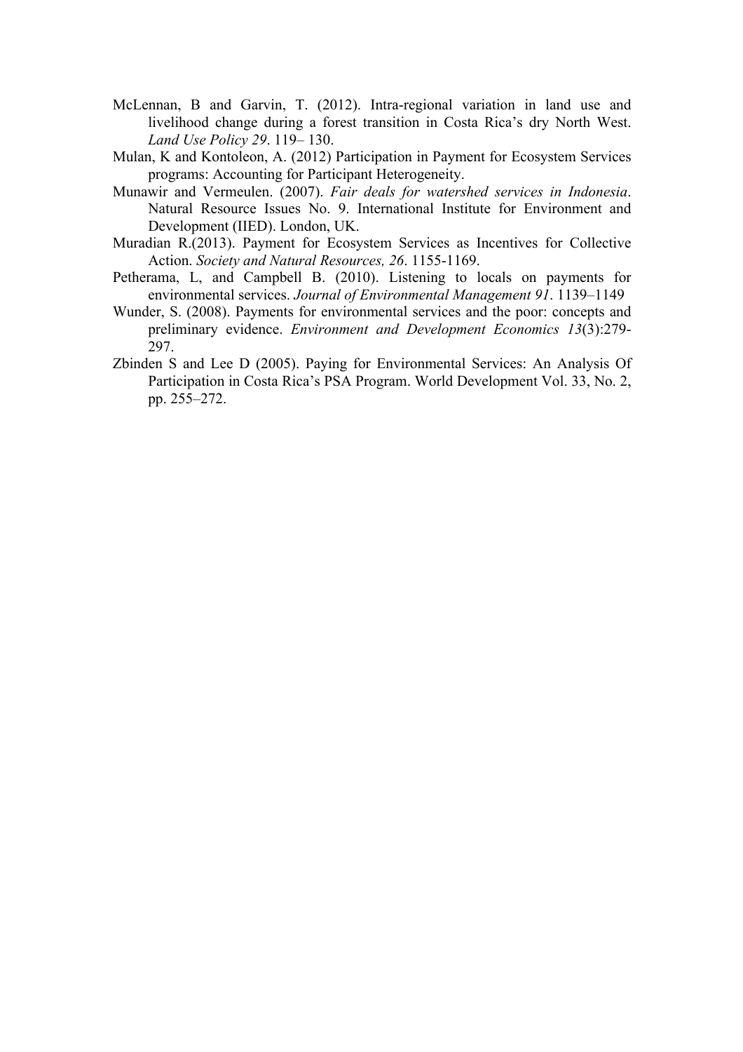McLennan, B and Garvin, T. (2012). Intra-regional variation in land use and livelihood change during a forest transition in Costa Rica's dry North West. *Land Use Policy 29*. 119– 130.

Mulan, K and Kontoleon, A. (2012) Participation in Payment for Ecosystem Services programs: Accounting for Participant Heterogeneity.

Munawir and Vermeulen. (2007). *Fair deals for watershed services in Indonesia*. Natural Resource Issues No. 9. International Institute for Environment and Development (IIED). London, UK.

Muradian R.(2013). Payment for Ecosystem Services as Incentives for Collective Action. *Society and Natural Resources, 26*. 1155-1169.

Petherama, L, and Campbell B. (2010). Listening to locals on payments for environmental services. *Journal of Environmental Management 91*. 1139–1149

Wunder, S. (2008). Payments for environmental services and the poor: concepts and preliminary evidence. *Environment and Development Economics 13*(3):279-297.

Zbinden S and Lee D (2005). Paying for Environmental Services: An Analysis Of Participation in Costa Rica's PSA Program. World Development Vol. 33, No. 2, pp. 255–272.